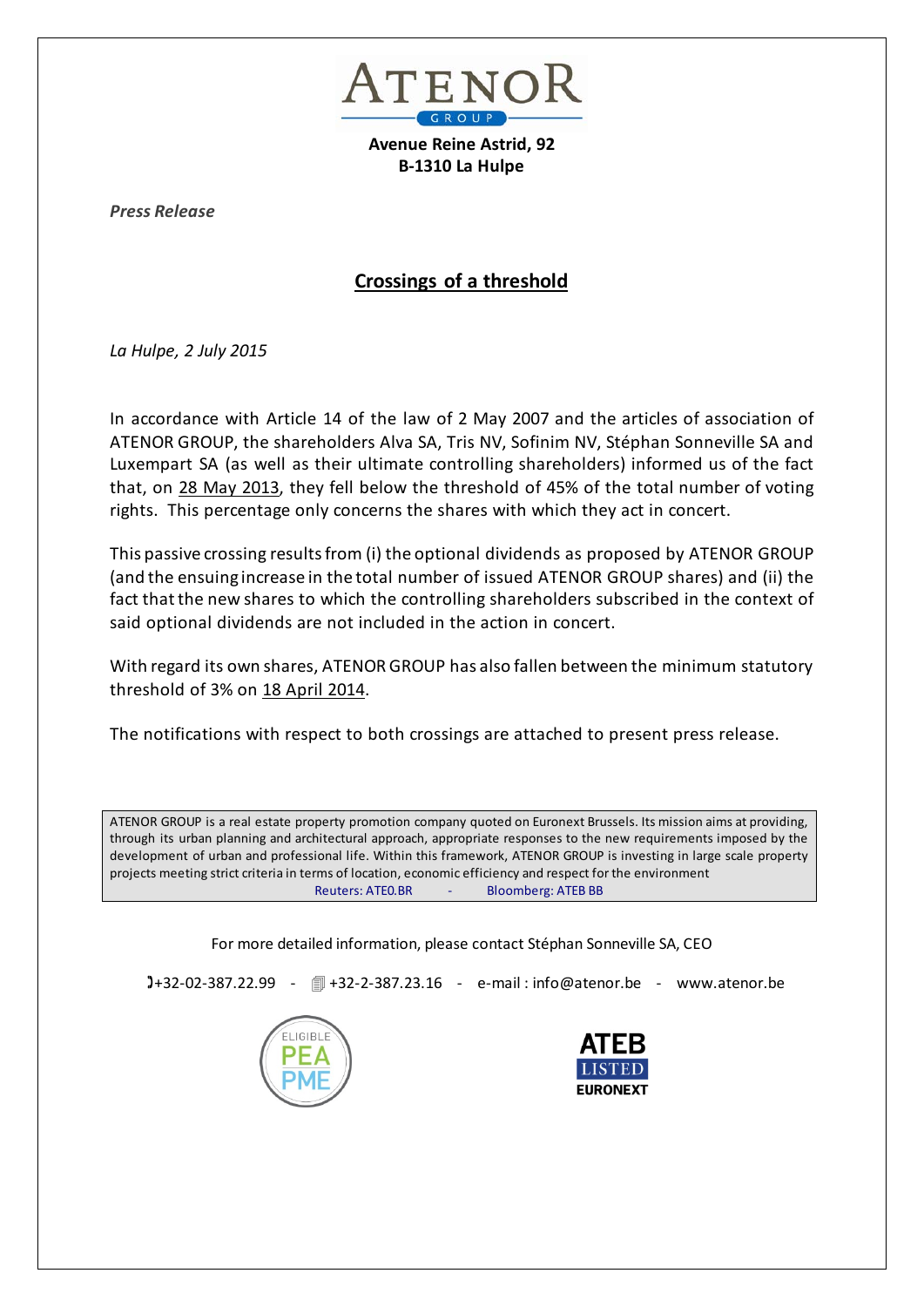ATENOR GROUP

**Avenue Reine Astrid, 92**
**B-1310 La Hulpe**

*Press Release*

# Crossings of a threshold

*La Hulpe, 2 July 2015*

In accordance with Article 14 of the law of 2 May 2007 and the articles of association of ATENOR GROUP, the shareholders Alva SA, Tris NV, Sofinim NV, Stéphan Sonneville SA and Luxempart SA (as well as their ultimate controlling shareholders) informed us of the fact that, on 28 May 2013, they fell below the threshold of 45% of the total number of voting rights. This percentage only concerns the shares with which they act in concert.

This passive crossing results from (i) the optional dividends as proposed by ATENOR GROUP (and the ensuing increase in the total number of issued ATENOR GROUP shares) and (ii) the fact that the new shares to which the controlling shareholders subscribed in the context of said optional dividends are not included in the action in concert.

With regard its own shares, ATENOR GROUP has also fallen between the minimum statutory threshold of 3% on 18 April 2014.

The notifications with respect to both crossings are attached to present press release.

ATENOR GROUP is a real estate property promotion company quoted on Euronext Brussels. Its mission aims at providing, through its urban planning and architectural approach, appropriate responses to the new requirements imposed by the development of urban and professional life. Within this framework, ATENOR GROUP is investing in large scale property projects meeting strict criteria in terms of location, economic efficiency and respect for the environment
Reuters: ATEO.BR - Bloomberg: ATEB BB

For more detailed information, please contact Stéphan Sonneville SA, CEO

+32-02-387.22.99 - +32-2-387.23.16 - e-mail : info@atenor.be - www.atenor.be

ELIGIBLE PEA PME

ATEB LISTED EURONEXT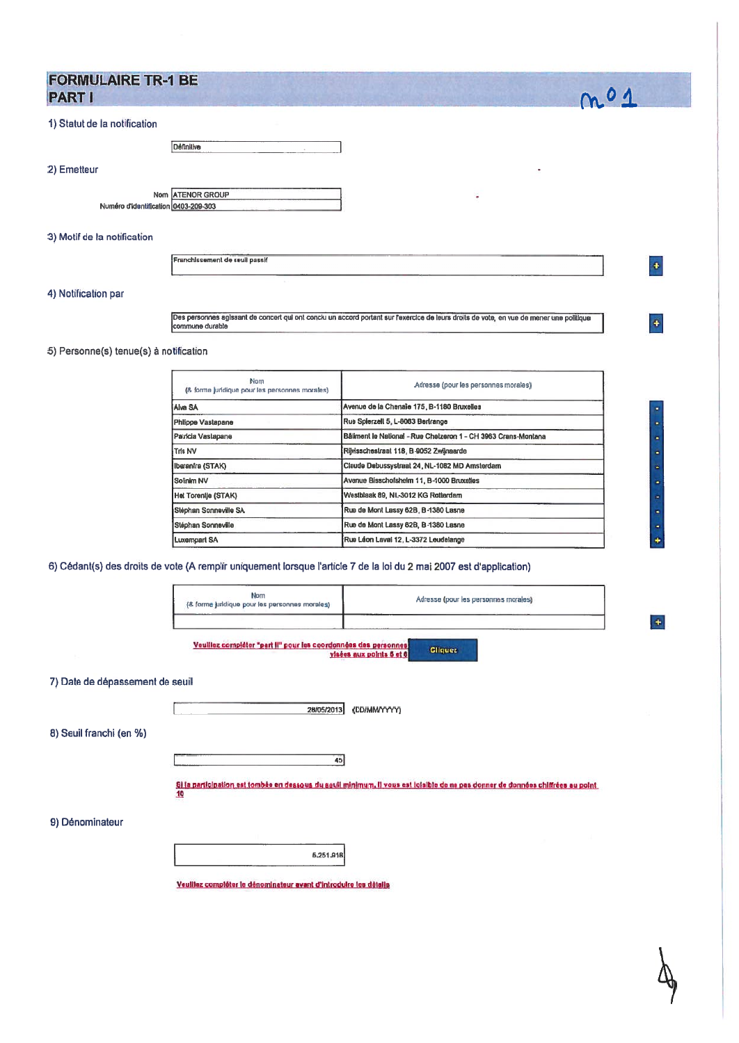# FORMULAIRE TR-1 BE
## PART I

n° 1

### 1) Statut de la notification

Définitive

### 2) Emetteur

Nom: ATENOR GROUP
Numéro d'identification: 0403-209-303

### 3) Motif de la notification

Franchissement de seuil passif

### 4) Notification par

Des personnes agissant de concert qui ont conclu un accord portant sur l'exercice de leurs droits de vote, en vue de mener une politique commune durable

### 5) Personne(s) tenue(s) à notification

| Nom (& forme juridique pour les personnes morales) | Adresse (pour les personnes morales) |
|---|---|
| Alva SA | Avenue de la Chenaie 175, B-1180 Bruxelles |
| Philippe Vastapane | Rue Spierzell 5, L-8063 Bertrange |
| Patricia Vastapane | Bâtiment le National - Rue Chelzeron 1 - CH 3963 Crans-Montana |
| Tris NV | Rijvisschestraat 118, B-9052 Zwijnaarde |
| Iberanfra (STAK) | Claude Debussystraat 24, NL-1082 MD Amsterdam |
| Solnim NV | Avenue Bisschofsheim 11, B-1000 Bruxelles |
| Het Torentje (STAK) | Westblaak 89, NL-3012 KG Rotterdam |
| Stéphan Sonneville SA | Rue de Mont Lassy 62B, B-1380 Lasne |
| Stéphan Sonneville | Rue de Mont Lassy 62B, B-1380 Lasne |
| Luxempart SA | Rue Léon Laval 12, L-3372 Leudelange |

### 6) Cédant(s) des droits de vote (A remplir uniquement lorsque l'article 7 de la loi du 2 mai 2007 est d'application)

| Nom (& forme juridique pour les personnes morales) | Adresse (pour les personnes morales) |
|---|---|
| | |

Veuillez compléter "part II" pour les coordonnées des personnes visées aux points 5 et 6 — Cliquez

### 7) Date de dépassement de seuil

28/05/2013 (DD/MM/YYYY)

### 8) Seuil franchi (en %)

45

Si la participation est tombée en dessous du seuil minimum, il vous est loisible de ne pas donner de données chiffrées au point 10

### 9) Dénominateur

5.251.918

Veuillez compléter le dénominateur avant d'introduire les détails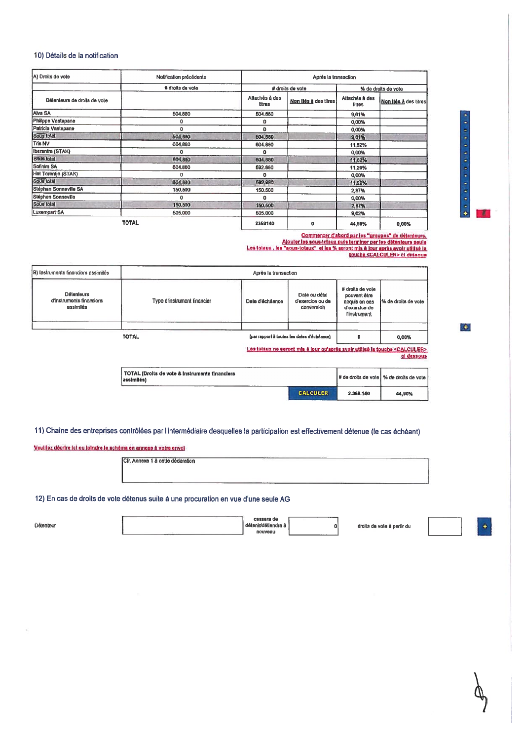## 10) Détails de la notification

| A) Droits de vote | Notification précédente | Après la transaction | | | |
|---|---|---|---|---|---|
| | # droits de vote | # droits de vote | | % de droits de vote | |
| Détenteurs de droits de vote | | Attachés à des titres | **Non liés à** des titres | Attachés à des titres | **Non liés à** des titres |
| Alva SA | 504.880 | 504.880 | | 9,61% | |
| Philippe Vastapane | 0 | 0 | | 0,00% | |
| Patricia Vastapane | 0 | 0 | | 0,00% | |
| Sous total | 504.880 | 504.880 | | 9,61% | |
| Tris NV | 604.880 | 604.880 | | 11,52% | |
| Iberanfra (STAK) | 0 | 0 | | 0,00% | |
| Sous total | 604.880 | 604.880 | | 11,52% | |
| Sofinim SA | 604.880 | 592.880 | | 11,29% | |
| Het Torentje (STAK) | 0 | 0 | | 0,00% | |
| Sous total | 604.880 | 592.880 | | 11,29% | |
| Stéphan Sonneville SA | 150.500 | 150.500 | | 2,87% | |
| Stéphan Sonneville | 0 | 0 | | 0,00% | |
| Sous total | 150.500 | 150.500 | | 2,87% | |
| Luxempart SA | 505.000 | 505.000 | | 9,62% | |
| TOTAL | | 2358140 | 0 | 44,90% | 0,00% |

Commencer d'abord par les "groupes" de détenteurs.
Ajouter les sous-totaux puis terminer par les détenteurs seuls
Les totaux, les "sous-totaux" et les % seront mis à jour après avoir utilisé la touche <CALCULER> ci dessous

| B) Instruments financiers assimilés | Après la transaction | | | | |
|---|---|---|---|---|---|
| Détenteurs d'instruments financiers assimilés | Type d'instrument financier | Date d'échéance | Date ou délai d'exercice ou de conversion | # droits de vote pouvant être acquis en cas d'exercice de l'instrument | % de droits de vote |
| | | | | | |
| TOTAL | | (par rapport à toutes les dates d'échéance) | | 0 | 0,00% |

Les totaux ne seront mis à jour qu'après avoir utilisé la touche <CALCULER> ci dessous

| TOTAL (Droits de vote & Instruments financiers assimilés) | # de droits de vote | % de droits de vote |
|---|---|---|
| CALCULER | 2.358.140 | 44,90% |

## 11) Chaîne des entreprises contrôlées par l'intermédiaire desquelles la participation est effectivement détenue (le cas échéant)

Veuillez décrire ici ou joindre le schéma en annexe à votre envoi

Cfr. Annexe 1 à cette déclaration

## 12) En cas de droits de vote détenus suite à une procuration en vue d'une seule AG

| Détenteur | | cessera de détenir/détiendra à nouveau | 0 | droits de vote à partir du | |
|---|---|---|---|---|---|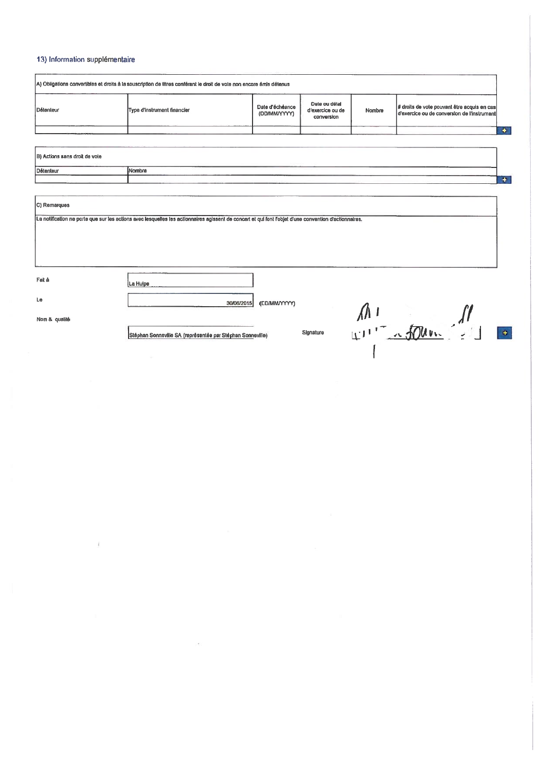## 13) Information supplémentaire

| A) Obligations convertibles et droits à la souscription de titres conférant le droit de vote non encore émis détenus | | | | | |
|---|---|---|---|---|---|
| Détenteur | Type d'instrument financier | Date d'échéance (DD/MM/YYYY) | Date ou délai d'exercice ou de conversion | Nombre | # droits de vote pouvant être acquis en cas d'exercice ou de conversion de l'instrument |
| | | | | | |

| B) Actions sans droit de vote | |
|---|---|
| Détenteur | Nombre |
| | |

**C) Remarques**

La notification ne porte que sur les actions avec lesquelles les actionnaires agissent de concert et qui font l'objet d'une convention d'actionnaires.

Fait à: La Hulpe

Le: 30/06/2015 (DD/MM/YYYY)

Nom & qualité: Stéphan Sonneville SA (représentée par Stéphan Sonneville)

Signature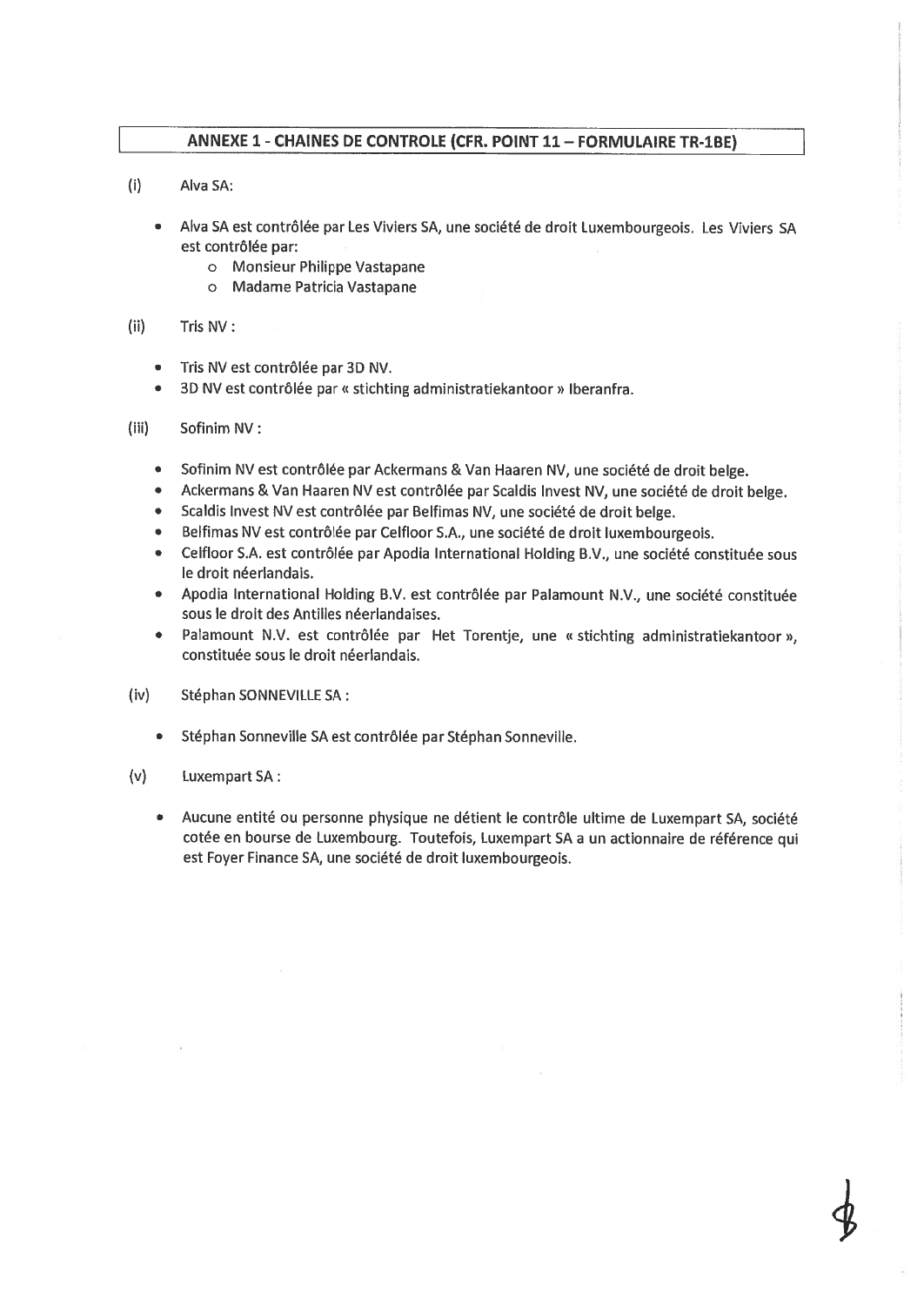## ANNEXE 1 - CHAINES DE CONTROLE (CFR. POINT 11 – FORMULAIRE TR-1BE)

(i) Alva SA:

- Alva SA est contrôlée par Les Viviers SA, une société de droit Luxembourgeois. Les Viviers SA est contrôlée par:
  - Monsieur Philippe Vastapane
  - Madame Patricia Vastapane

(ii) Tris NV :

- Tris NV est contrôlée par 3D NV.
- 3D NV est contrôlée par « stichting administratiekantoor » Iberanfra.

(iii) Sofinim NV :

- Sofinim NV est contrôlée par Ackermans & Van Haaren NV, une société de droit belge.
- Ackermans & Van Haaren NV est contrôlée par Scaldis Invest NV, une société de droit belge.
- Scaldis Invest NV est contrôlée par Belfimas NV, une société de droit belge.
- Belfimas NV est contrôlée par Celfloor S.A., une société de droit luxembourgeois.
- Celfloor S.A. est contrôlée par Apodia International Holding B.V., une société constituée sous le droit néerlandais.
- Apodia International Holding B.V. est contrôlée par Palamount N.V., une société constituée sous le droit des Antilles néerlandaises.
- Palamount N.V. est contrôlée par Het Torentje, une « stichting administratiekantoor », constituée sous le droit néerlandais.

(iv) Stéphan SONNEVILLE SA :

- Stéphan Sonneville SA est contrôlée par Stéphan Sonneville.

(v) Luxempart SA :

- Aucune entité ou personne physique ne détient le contrôle ultime de Luxempart SA, société cotée en bourse de Luxembourg. Toutefois, Luxempart SA a un actionnaire de référence qui est Foyer Finance SA, une société de droit luxembourgeois.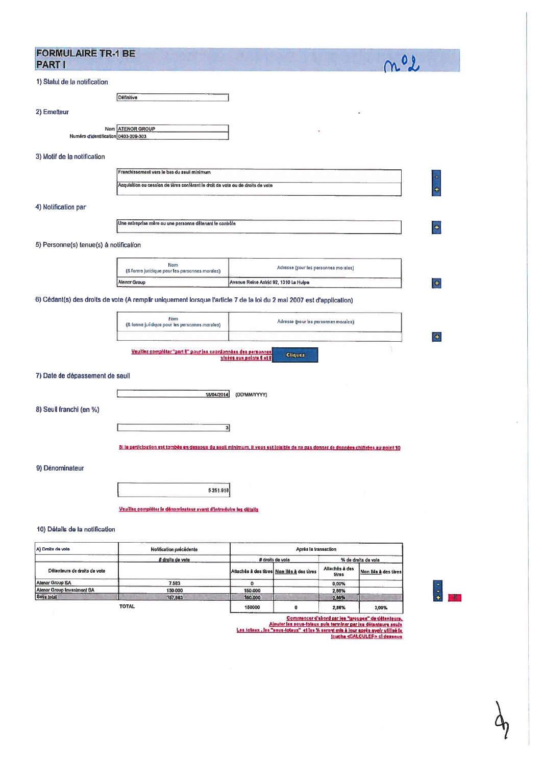# FORMULAIRE TR-1 BE
## PART I

n°2

### 1) Statut de la notification

Définitive

### 2) Emetteur

| | |
|---|---|
| Nom | ATENOR GROUP |
| Numéro d'identification | 0403-209-303 |

### 3) Motif de la notification

Franchissement vers le bas du seuil minimum

Acquisition ou cession de titres conférant le droit de vote ou de droits de vote

### 4) Notification par

Une entreprise mère ou une personne détenant le contrôle

### 5) Personne(s) tenue(s) à notification

| Nom (& forme juridique pour les personnes morales) | Adresse (pour les personnes morales) |
|---|---|
| Atenor Group | Avenue Reine Astrid 92, 1310 La Hulpe |

### 6) Cédant(s) des droits de vote (A remplir uniquement lorsque l'article 7 de la loi du 2 mai 2007 est d'application)

| Nom (& forme juridique pour les personnes morales) | Adresse (pour les personnes morales) |
|---|---|
| | |

Veuillez compléter "part II" pour les coordonnées des personnes visées aux points 5 et 6 — Cliquez

### 7) Date de dépassement de seuil

18/04/2014 (DD/MM/YYYY)

### 8) Seuil franchi (en %)

3

Si la participation est tombée en dessous du seuil minimum, il vous est loisible de ne pas donner de données chiffrées au point 10

### 9) Dénominateur

5 251 918

Veuillez compléter le dénominateur avant d'introduire les détails

### 10) Détails de la notification

| A) Droits de vote | Notification précédente | Après la transaction | | | |
|---|---|---|---|---|---|
| | # droits de vote | # droits de vote | | % de droits de vote | |
| Détenteurs de droits de vote | | Attachés à des titres | Non liés à des titres | Attachés à des titres | Non liés à des titres |
| Atenor Group SA | 7.583 | 0 | | 0,00% | |
| Atenor Group Investment SA | 150.000 | 150.000 | | 2,86% | |
| Sous total | 157.583 | 150.000 | | 2,86% | |
| TOTAL | | 150000 | 0 | 2,86% | 0,00% |

Commencer d'abord par les "groupes" de détenteurs. Ajouter les sous-totaux puis terminer par les détenteurs seuls. Les totaux, les "sous-totaux" et les % seront mis à jour après avoir utilisé la touche <CALCULER> ci-dessous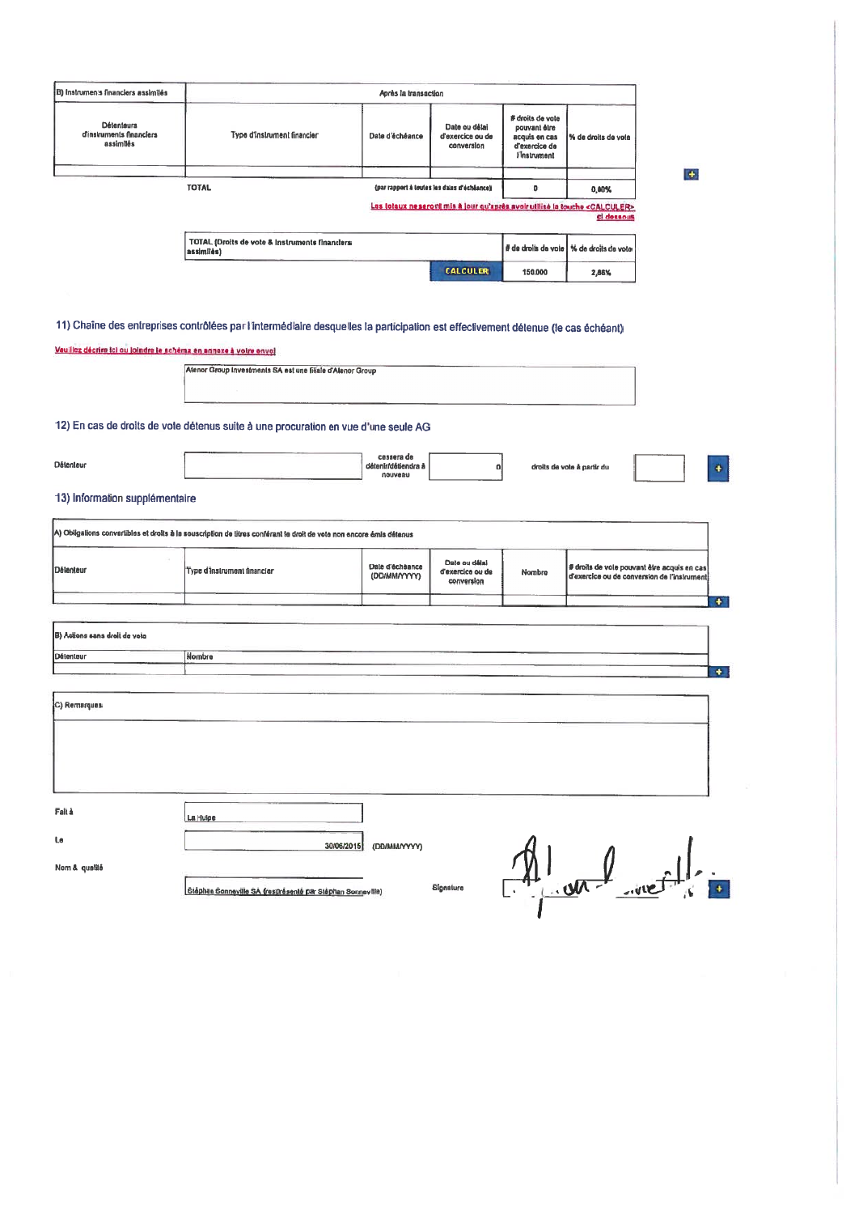| B) Instruments financiers assimilés | Après la transaction | | | | |
|---|---|---|---|---|---|
| Détenteurs d'instruments financiers assimilés | Type d'instrument financier | Date d'échéance | Date ou délai d'exercice ou de conversion | # droits de vote pouvant être acquis en cas d'exercice de l'instrument | % de droits de vote |
| | | | | | |
| | TOTAL | (par rapport à toutes les dates d'échéance) | | 0 | 0,00% |

Les totaux ne seront mis à jour qu'après avoir utilisé la touche <CALCULER> ci-dessous

| TOTAL (Droits de vote & instruments financiers assimilés) | | # de droits de vote | % de droits de vote |
|---|---|---|---|
| | CALCULER | 150.000 | 2,86% |

## 11) Chaîne des entreprises contrôlées par l'intermédiaire desquelles la participation est effectivement détenue (le cas échéant)

Veuillez décrire ici ou joindre le schéma en annexe à votre envoi

Alenor Group Investments SA est une filiale d'Alenor Group

## 12) En cas de droits de vote détenus suite à une procuration en vue d'une seule AG

| Détenteur | | cessera de détenir/détiendra à nouveau | 0 | droits de vote à partir du | |
|---|---|---|---|---|---|

## 13) Information supplémentaire

| A) Obligations convertibles et droits à la souscription de titres conférant le droit de vote non encore émis détenus | | | | | |
|---|---|---|---|---|---|
| Détenteur | Type d'instrument financier | Date d'échéance (DD/MM/YYYY) | Date ou délai d'exercice ou de conversion | Nombre | # droits de vote pouvant être acquis en cas d'exercice ou de conversion de l'instrument |
| | | | | | |

| B) Actions sans droit de vote | |
|---|---|
| Détenteur | Nombre |
| | |

C) Remarques:

Fait à: La Hulpe

Le: 30/06/2015 (DD/MM/YYYY)

Nom & qualité: Stéphan Sonneville SA (représenté par Stéphan Sonneville)

Signature